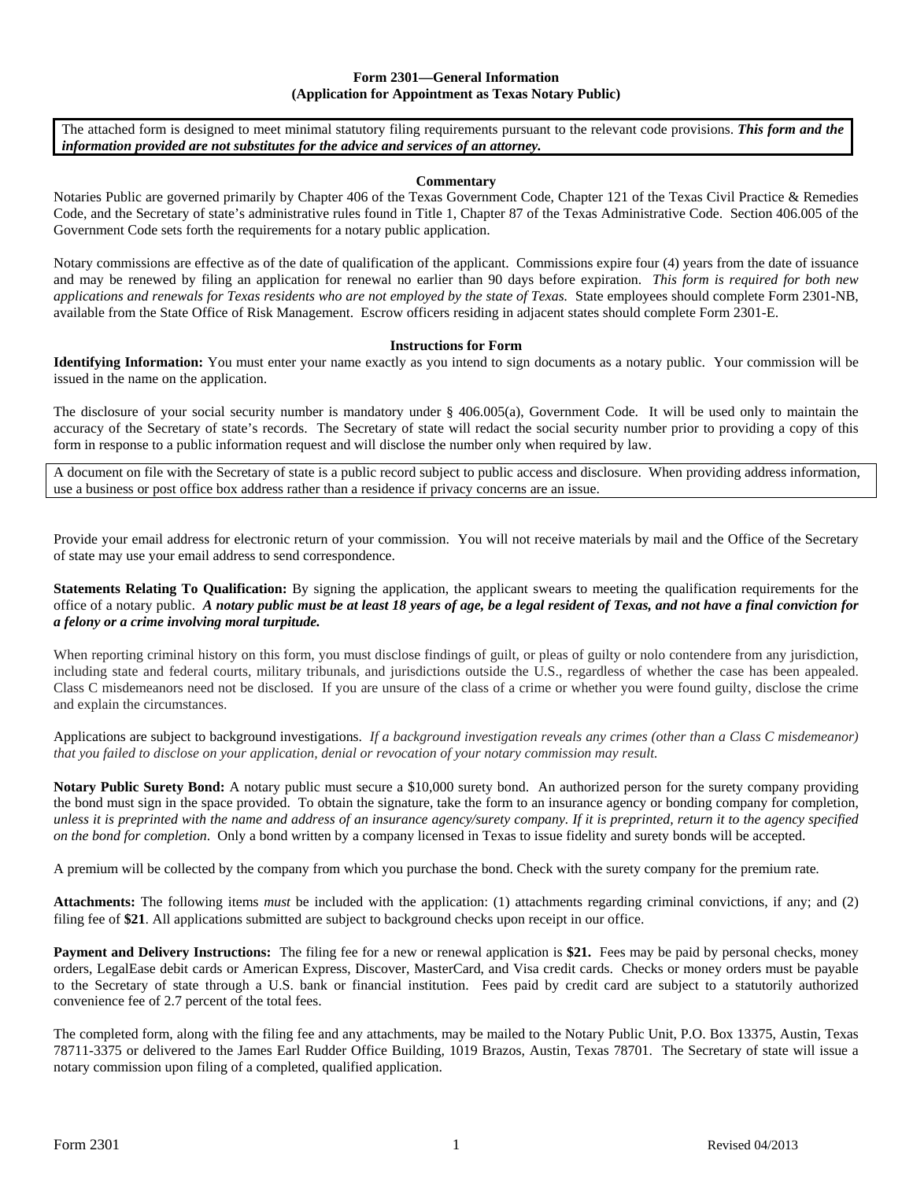**Form 2301—General Information**
**(Application for Appointment as Texas Notary Public)**

The attached form is designed to meet minimal statutory filing requirements pursuant to the relevant code provisions. ***This form and the information provided are not substitutes for the advice and services of an attorney.***

**Commentary**

Notaries Public are governed primarily by Chapter 406 of the Texas Government Code, Chapter 121 of the Texas Civil Practice & Remedies Code, and the Secretary of state's administrative rules found in Title 1, Chapter 87 of the Texas Administrative Code. Section 406.005 of the Government Code sets forth the requirements for a notary public application.

Notary commissions are effective as of the date of qualification of the applicant. Commissions expire four (4) years from the date of issuance and may be renewed by filing an application for renewal no earlier than 90 days before expiration. *This form is required for both new applications and renewals for Texas residents who are not employed by the state of Texas.* State employees should complete Form 2301-NB, available from the State Office of Risk Management. Escrow officers residing in adjacent states should complete Form 2301-E.

**Instructions for Form**

**Identifying Information:** You must enter your name exactly as you intend to sign documents as a notary public. Your commission will be issued in the name on the application.

The disclosure of your social security number is mandatory under § 406.005(a), Government Code. It will be used only to maintain the accuracy of the Secretary of state's records. The Secretary of state will redact the social security number prior to providing a copy of this form in response to a public information request and will disclose the number only when required by law.

A document on file with the Secretary of state is a public record subject to public access and disclosure. When providing address information, use a business or post office box address rather than a residence if privacy concerns are an issue.

Provide your email address for electronic return of your commission. You will not receive materials by mail and the Office of the Secretary of state may use your email address to send correspondence.

**Statements Relating To Qualification:** By signing the application, the applicant swears to meeting the qualification requirements for the office of a notary public. ***A notary public must be at least 18 years of age, be a legal resident of Texas, and not have a final conviction for a felony or a crime involving moral turpitude.***

When reporting criminal history on this form, you must disclose findings of guilt, or pleas of guilty or nolo contendere from any jurisdiction, including state and federal courts, military tribunals, and jurisdictions outside the U.S., regardless of whether the case has been appealed. Class C misdemeanors need not be disclosed. If you are unsure of the class of a crime or whether you were found guilty, disclose the crime and explain the circumstances.

Applications are subject to background investigations. *If a background investigation reveals any crimes (other than a Class C misdemeanor) that you failed to disclose on your application, denial or revocation of your notary commission may result.*

**Notary Public Surety Bond:** A notary public must secure a $10,000 surety bond. An authorized person for the surety company providing the bond must sign in the space provided. To obtain the signature, take the form to an insurance agency or bonding company for completion, *unless it is preprinted with the name and address of an insurance agency/surety company. If it is preprinted, return it to the agency specified on the bond for completion*. Only a bond written by a company licensed in Texas to issue fidelity and surety bonds will be accepted.

A premium will be collected by the company from which you purchase the bond. Check with the surety company for the premium rate.

**Attachments:** The following items *must* be included with the application: (1) attachments regarding criminal convictions, if any; and (2) filing fee of **$21**. All applications submitted are subject to background checks upon receipt in our office.

**Payment and Delivery Instructions:** The filing fee for a new or renewal application is **$21.** Fees may be paid by personal checks, money orders, LegalEase debit cards or American Express, Discover, MasterCard, and Visa credit cards. Checks or money orders must be payable to the Secretary of state through a U.S. bank or financial institution. Fees paid by credit card are subject to a statutorily authorized convenience fee of 2.7 percent of the total fees.

The completed form, along with the filing fee and any attachments, may be mailed to the Notary Public Unit, P.O. Box 13375, Austin, Texas 78711-3375 or delivered to the James Earl Rudder Office Building, 1019 Brazos, Austin, Texas 78701. The Secretary of state will issue a notary commission upon filing of a completed, qualified application.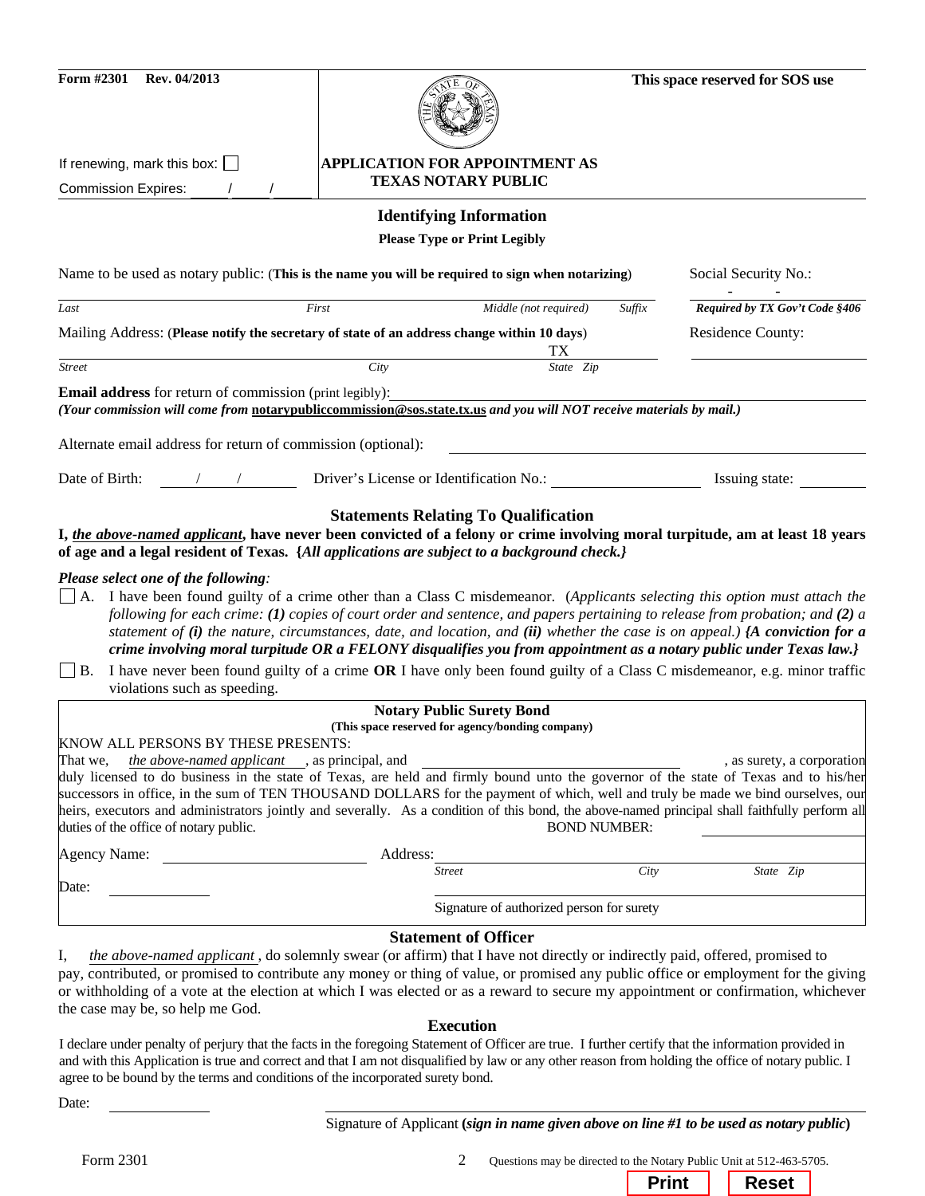Form #2301 Rev. 04/2013

This space reserved for SOS use

If renewing, mark this box: ☐

Commission Expires: \_\_\_\_ / \_\_\_\_ / \_\_\_\_

## APPLICATION FOR APPOINTMENT AS TEXAS NOTARY PUBLIC

### Identifying Information

**Please Type or Print Legibly**

Name to be used as notary public: (**This is the name you will be required to sign when notarizing**)

| Last | First | Middle (not required) | Suffix |
|---|---|---|---|
| | | | |

Social Security No.: \_\_\_ - \_\_ - \_\_\_\_

***Required by TX Gov't Code §406***

Mailing Address: (**Please notify the secretary of state of an address change within 10 days**)

| Street | City | State | Zip |
|---|---|---|---|
| | | TX | |

Residence County: \_\_\_\_\_\_\_\_\_\_\_\_\_\_\_\_

**Email address** for return of commission (print legibly): \_\_\_\_\_\_\_\_\_\_\_\_\_\_\_\_\_\_\_\_\_\_\_\_\_\_\_\_

***(Your commission will come from notarypubliccommission@sos.state.tx.us and you will NOT receive materials by mail.)***

Alternate email address for return of commission (optional): \_\_\_\_\_\_\_\_\_\_\_\_\_\_\_\_\_\_\_\_\_\_\_\_\_\_\_\_

Date of Birth: \_\_\_\_ / \_\_\_\_ / \_\_\_\_ Driver's License or Identification No.: \_\_\_\_\_\_\_\_\_\_\_\_\_\_\_\_ Issuing state: \_\_\_\_\_\_\_\_

### Statements Relating To Qualification

**I, *the above-named applicant*, have never been convicted of a felony or crime involving moral turpitude, am at least 18 years of age and a legal resident of Texas. {*All applications are subject to a background check.*}**

***Please select one of the following:***

☐ A. I have been found guilty of a crime other than a Class C misdemeanor. (*Applicants selecting this option must attach the following for each crime:* ***(1)*** *copies of court order and sentence, and papers pertaining to release from probation; and* ***(2)*** *a statement of* ***(i)*** *the nature, circumstances, date, and location, and* ***(ii)*** *whether the case is on appeal.)* ***{A conviction for a crime involving moral turpitude OR a FELONY disqualifies you from appointment as a notary public under Texas law.}***

☐ B. I have never been found guilty of a crime **OR** I have only been found guilty of a Class C misdemeanor, e.g. minor traffic violations such as speeding.

### Notary Public Surety Bond

**(This space reserved for agency/bonding company)**

KNOW ALL PERSONS BY THESE PRESENTS:

That we, *the above-named applicant*, as principal, and \_\_\_\_\_\_\_\_\_\_\_\_\_\_\_\_\_\_\_\_\_\_\_\_\_\_\_\_, as surety, a corporation duly licensed to do business in the state of Texas, are held and firmly bound unto the governor of the state of Texas and to his/her successors in office, in the sum of TEN THOUSAND DOLLARS for the payment of which, well and truly be made we bind ourselves, our heirs, executors and administrators jointly and severally. As a condition of this bond, the above-named principal shall faithfully perform all duties of the office of notary public. BOND NUMBER: \_\_\_\_\_\_\_\_\_\_\_\_\_\_\_\_

Agency Name: \_\_\_\_\_\_\_\_\_\_\_\_\_\_\_\_\_\_\_\_ Address: \_\_\_\_\_\_\_\_\_\_\_\_\_\_\_\_\_\_\_\_\_\_\_\_\_\_\_\_

| Street | City | State | Zip |
|---|---|---|---|
| | | | |

Date: \_\_\_\_\_\_\_\_\_\_\_\_

\_\_\_\_\_\_\_\_\_\_\_\_\_\_\_\_\_\_\_\_\_\_\_\_\_\_\_\_\_\_\_\_\_\_\_\_\_\_\_\_\_\_\_\_\_

Signature of authorized person for surety

### Statement of Officer

I, *the above-named applicant*, do solemnly swear (or affirm) that I have not directly or indirectly paid, offered, promised to pay, contributed, or promised to contribute any money or thing of value, or promised any public office or employment for the giving or withholding of a vote at the election at which I was elected or as a reward to secure my appointment or confirmation, whichever the case may be, so help me God.

### Execution

I declare under penalty of perjury that the facts in the foregoing Statement of Officer are true. I further certify that the information provided in and with this Application is true and correct and that I am not disqualified by law or any other reason from holding the office of notary public. I agree to be bound by the terms and conditions of the incorporated surety bond.

Date: \_\_\_\_\_\_\_\_\_\_\_\_

\_\_\_\_\_\_\_\_\_\_\_\_\_\_\_\_\_\_\_\_\_\_\_\_\_\_\_\_\_\_\_\_\_\_\_\_\_\_\_\_\_\_\_\_\_

Signature of Applicant (***sign in name given above on line #1 to be used as notary public***)

Form 2301

Questions may be directed to the Notary Public Unit at 512-463-5705.

Print Reset